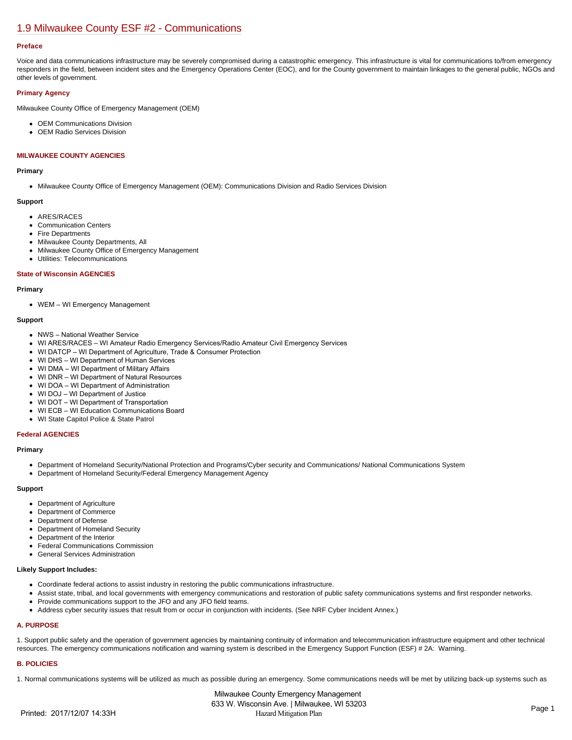# 1.9 Milwaukee County ESF #2 - Communications

### Preface

Voice and data communications infrastructure may be severely compromised during a catastrophic emergency. This infrastructure is vital for communications to/from emergency responders in the field, between incident sites and the Emergency Operations Center (EOC), and for the County government to maintain linkages to the general public, NGOs and other levels of government.

### Primary Agency

Milwaukee County Office of Emergency Management (OEM)

- OEM Communications Division
- OEM Radio Services Division

### MILWAUKEE COUNTY AGENCIES

#### Primary

- Milwaukee County Office of Emergency Management (OEM): Communications Division and Radio Services Division

#### Support

- ARES/RACES
- Communication Centers
- Fire Departments
- Milwaukee County Departments, All
- Milwaukee County Office of Emergency Management
- Utilities: Telecommunications

### State of Wisconsin AGENCIES

#### Primary

- WEM – WI Emergency Management

#### Support

- NWS – National Weather Service
- WI ARES/RACES – WI Amateur Radio Emergency Services/Radio Amateur Civil Emergency Services
- WI DATCP – WI Department of Agriculture, Trade & Consumer Protection
- WI DHS – WI Department of Human Services
- WI DMA – WI Department of Military Affairs
- WI DNR – WI Department of Natural Resources
- WI DOA – WI Department of Administration
- WI DOJ – WI Department of Justice
- WI DOT – WI Department of Transportation
- WI ECB – WI Education Communications Board
- WI State Capitol Police & State Patrol

### Federal AGENCIES

#### Primary

- Department of Homeland Security/National Protection and Programs/Cyber security and Communications/ National Communications System
- Department of Homeland Security/Federal Emergency Management Agency

#### Support

- Department of Agriculture
- Department of Commerce
- Department of Defense
- Department of Homeland Security
- Department of the Interior
- Federal Communications Commission
- General Services Administration

#### Likely Support Includes:

- Coordinate federal actions to assist industry in restoring the public communications infrastructure.
- Assist state, tribal, and local governments with emergency communications and restoration of public safety communications systems and first responder networks.
- Provide communications support to the JFO and any JFO field teams.
- Address cyber security issues that result from or occur in conjunction with incidents. (See NRF Cyber Incident Annex.)

### A. PURPOSE

1. Support public safety and the operation of government agencies by maintaining continuity of information and telecommunication infrastructure equipment and other technical resources. The emergency communications notification and warning system is described in the Emergency Support Function (ESF) # 2A:  Warning.

### B. POLICIES

1. Normal communications systems will be utilized as much as possible during an emergency. Some communications needs will be met by utilizing back-up systems such as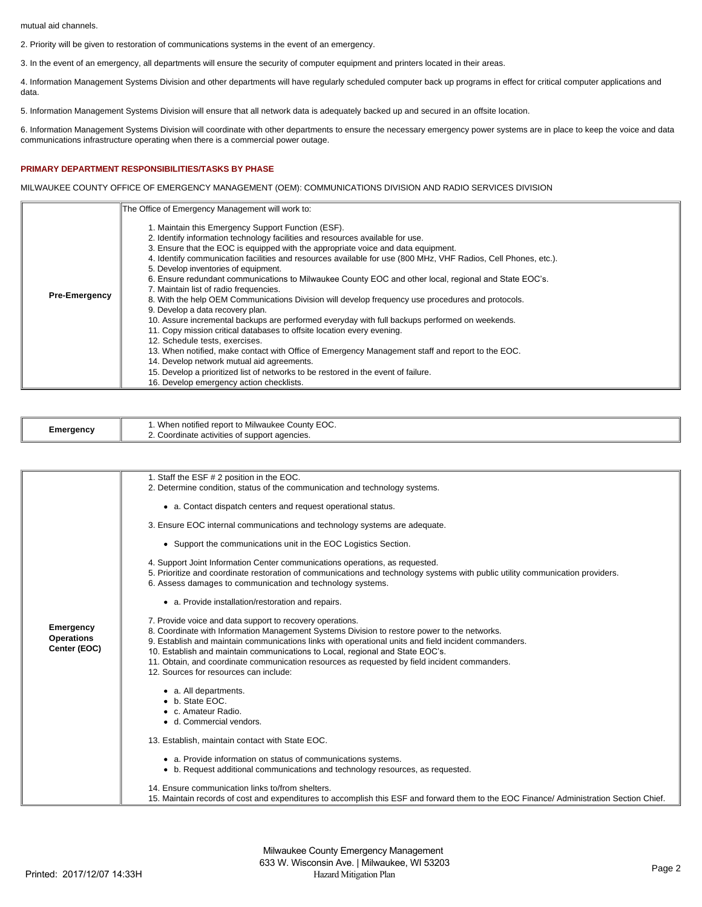mutual aid channels.

2. Priority will be given to restoration of communications systems in the event of an emergency.

3. In the event of an emergency, all departments will ensure the security of computer equipment and printers located in their areas.

4. Information Management Systems Division and other departments will have regularly scheduled computer back up programs in effect for critical computer applications and data.

5. Information Management Systems Division will ensure that all network data is adequately backed up and secured in an offsite location.

6. Information Management Systems Division will coordinate with other departments to ensure the necessary emergency power systems are in place to keep the voice and data communications infrastructure operating when there is a commercial power outage.

**PRIMARY DEPARTMENT RESPONSIBILITIES/TASKS BY PHASE**

MILWAUKEE COUNTY OFFICE OF EMERGENCY MANAGEMENT (OEM): COMMUNICATIONS DIVISION AND RADIO SERVICES DIVISION

| | |
|---|---|
| **Pre-Emergency** | The Office of Emergency Management will work to:<br><br>1. Maintain this Emergency Support Function (ESF).<br>2. Identify information technology facilities and resources available for use.<br>3. Ensure that the EOC is equipped with the appropriate voice and data equipment.<br>4. Identify communication facilities and resources available for use (800 MHz, VHF Radios, Cell Phones, etc.).<br>5. Develop inventories of equipment.<br>6. Ensure redundant communications to Milwaukee County EOC and other local, regional and State EOC's.<br>7. Maintain list of radio frequencies.<br>8. With the help OEM Communications Division will develop frequency use procedures and protocols.<br>9. Develop a data recovery plan.<br>10. Assure incremental backups are performed everyday with full backups performed on weekends.<br>11. Copy mission critical databases to offsite location every evening.<br>12. Schedule tests, exercises.<br>13. When notified, make contact with Office of Emergency Management staff and report to the EOC.<br>14. Develop network mutual aid agreements.<br>15. Develop a prioritized list of networks to be restored in the event of failure.<br>16. Develop emergency action checklists. |

| | |
|---|---|
| **Emergency** | 1. When notified report to Milwaukee County EOC.<br>2. Coordinate activities of support agencies. |

| | |
|---|---|
| **Emergency Operations Center (EOC)** | 1. Staff the ESF # 2 position in the EOC.<br>2. Determine condition, status of the communication and technology systems.<br>• a. Contact dispatch centers and request operational status.<br>3. Ensure EOC internal communications and technology systems are adequate.<br>• Support the communications unit in the EOC Logistics Section.<br>4. Support Joint Information Center communications operations, as requested.<br>5. Prioritize and coordinate restoration of communications and technology systems with public utility communication providers.<br>6. Assess damages to communication and technology systems.<br>• a. Provide installation/restoration and repairs.<br>7. Provide voice and data support to recovery operations.<br>8. Coordinate with Information Management Systems Division to restore power to the networks.<br>9. Establish and maintain communications links with operational units and field incident commanders.<br>10. Establish and maintain communications to Local, regional and State EOC's.<br>11. Obtain, and coordinate communication resources as requested by field incident commanders.<br>12. Sources for resources can include:<br>• a. All departments.<br>• b. State EOC.<br>• c. Amateur Radio.<br>• d. Commercial vendors.<br>13. Establish, maintain contact with State EOC.<br>• a. Provide information on status of communications systems.<br>• b. Request additional communications and technology resources, as requested.<br>14. Ensure communication links to/from shelters.<br>15. Maintain records of cost and expenditures to accomplish this ESF and forward them to the EOC Finance/ Administration Section Chief. |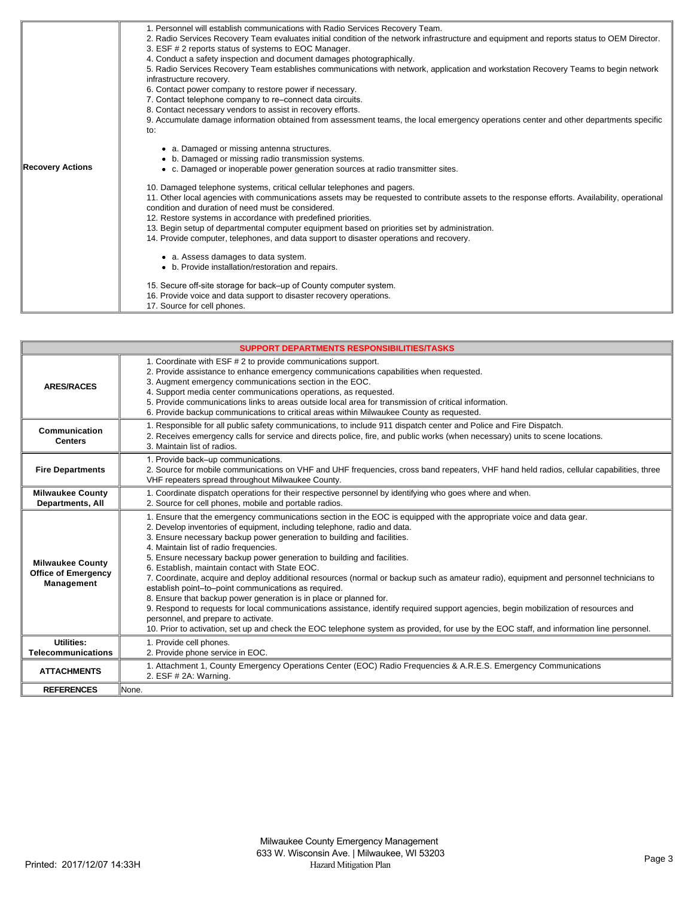| | |
|---|---|
| **Recovery Actions** | 1. Personnel will establish communications with Radio Services Recovery Team.<br>2. Radio Services Recovery Team evaluates initial condition of the network infrastructure and equipment and reports status to OEM Director.<br>3. ESF # 2 reports status of systems to EOC Manager.<br>4. Conduct a safety inspection and document damages photographically.<br>5. Radio Services Recovery Team establishes communications with network, application and workstation Recovery Teams to begin network infrastructure recovery.<br>6. Contact power company to restore power if necessary.<br>7. Contact telephone company to re–connect data circuits.<br>8. Contact necessary vendors to assist in recovery efforts.<br>9. Accumulate damage information obtained from assessment teams, the local emergency operations center and other departments specific to:<br>• a. Damaged or missing antenna structures.<br>• b. Damaged or missing radio transmission systems.<br>• c. Damaged or inoperable power generation sources at radio transmitter sites.<br>10. Damaged telephone systems, critical cellular telephones and pagers.<br>11. Other local agencies with communications assets may be requested to contribute assets to the response efforts. Availability, operational condition and duration of need must be considered.<br>12. Restore systems in accordance with predefined priorities.<br>13. Begin setup of departmental computer equipment based on priorities set by administration.<br>14. Provide computer, telephones, and data support to disaster operations and recovery.<br>• a. Assess damages to data system.<br>• b. Provide installation/restoration and repairs.<br>15. Secure off-site storage for back–up of County computer system.<br>16. Provide voice and data support to disaster recovery operations.<br>17. Source for cell phones. |

| SUPPORT DEPARTMENTS RESPONSIBILITIES/TASKS | |
|---|---|
| **ARES/RACES** | 1. Coordinate with ESF # 2 to provide communications support.<br>2. Provide assistance to enhance emergency communications capabilities when requested.<br>3. Augment emergency communications section in the EOC.<br>4. Support media center communications operations, as requested.<br>5. Provide communications links to areas outside local area for transmission of critical information.<br>6. Provide backup communications to critical areas within Milwaukee County as requested. |
| **Communication Centers** | 1. Responsible for all public safety communications, to include 911 dispatch center and Police and Fire Dispatch.<br>2. Receives emergency calls for service and directs police, fire, and public works (when necessary) units to scene locations.<br>3. Maintain list of radios. |
| **Fire Departments** | 1. Provide back–up communications.<br>2. Source for mobile communications on VHF and UHF frequencies, cross band repeaters, VHF hand held radios, cellular capabilities, three VHF repeaters spread throughout Milwaukee County. |
| **Milwaukee County Departments, All** | 1. Coordinate dispatch operations for their respective personnel by identifying who goes where and when.<br>2. Source for cell phones, mobile and portable radios. |
| **Milwaukee County Office of Emergency Management** | 1. Ensure that the emergency communications section in the EOC is equipped with the appropriate voice and data gear.<br>2. Develop inventories of equipment, including telephone, radio and data.<br>3. Ensure necessary backup power generation to building and facilities.<br>4. Maintain list of radio frequencies.<br>5. Ensure necessary backup power generation to building and facilities.<br>6. Establish, maintain contact with State EOC.<br>7. Coordinate, acquire and deploy additional resources (normal or backup such as amateur radio), equipment and personnel technicians to establish point–to–point communications as required.<br>8. Ensure that backup power generation is in place or planned for.<br>9. Respond to requests for local communications assistance, identify required support agencies, begin mobilization of resources and personnel, and prepare to activate.<br>10. Prior to activation, set up and check the EOC telephone system as provided, for use by the EOC staff, and information line personnel. |
| **Utilities: Telecommunications** | 1. Provide cell phones.<br>2. Provide phone service in EOC. |
| **ATTACHMENTS** | 1. Attachment 1, County Emergency Operations Center (EOC) Radio Frequencies & A.R.E.S. Emergency Communications<br>2. ESF # 2A: Warning. |
| **REFERENCES** | None. |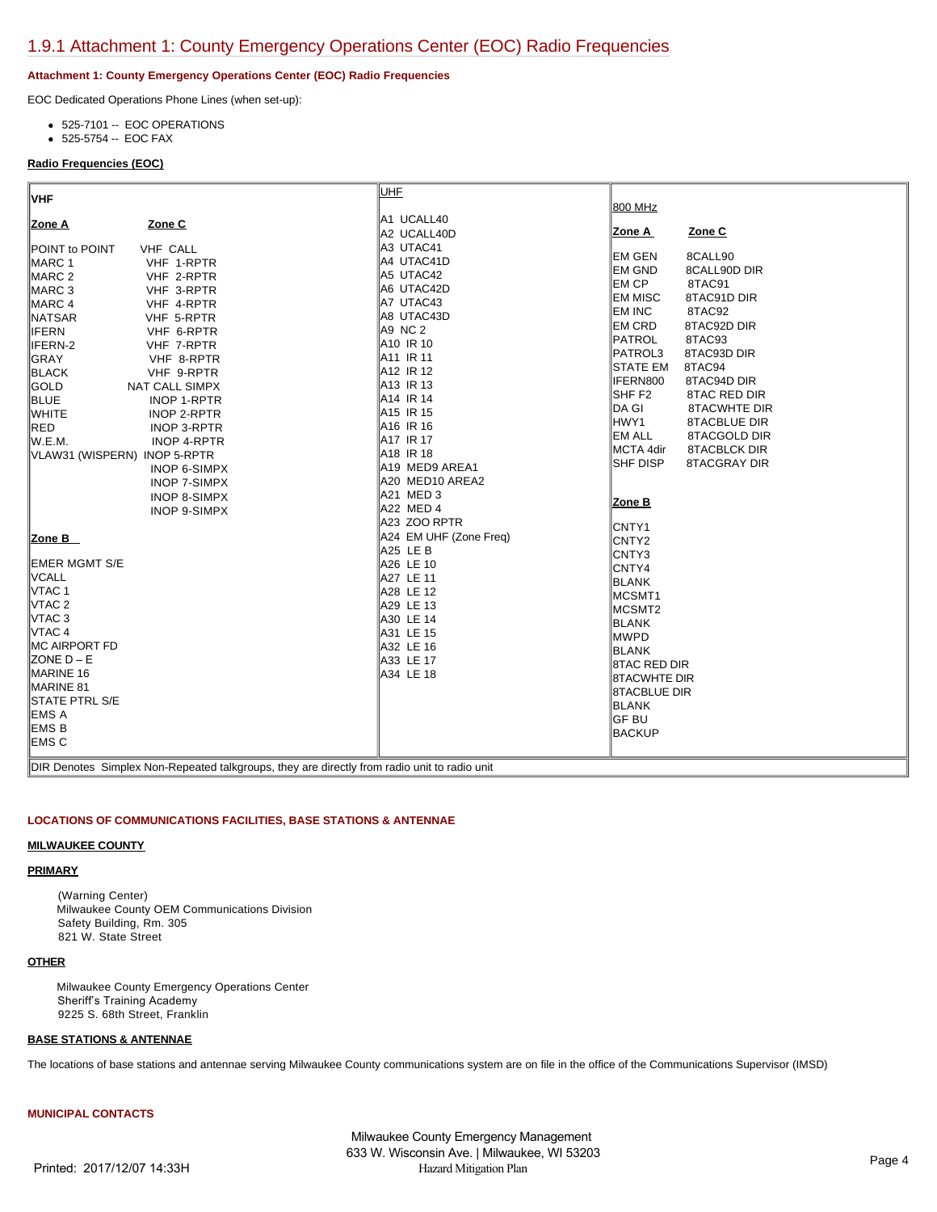# 1.9.1 Attachment 1: County Emergency Operations Center (EOC) Radio Frequencies

#### Attachment 1: County Emergency Operations Center (EOC) Radio Frequencies

EOC Dedicated Operations Phone Lines (when set-up):

- 525-7101 -- EOC OPERATIONS
- 525-5754 -- EOC FAX

**Radio Frequencies (EOC)**

| VHF | | UHF | 800 MHz | |
|---|---|---|---|---|
| **Zone A** | **Zone C** | A1 UCALL40 | **Zone A** | **Zone C** |
| POINT to POINT | VHF CALL | A2 UCALL40D | EM GEN | 8CALL90 |
| MARC 1 | VHF 1-RPTR | A3 UTAC41 | EM GND | 8CALL90D DIR |
| MARC 2 | VHF 2-RPTR | A4 UTAC41D | EM CP | 8TAC91 |
| MARC 3 | VHF 3-RPTR | A5 UTAC42 | EM MISC | 8TAC91D DIR |
| MARC 4 | VHF 4-RPTR | A6 UTAC42D | EM INC | 8TAC92 |
| NATSAR | VHF 5-RPTR | A7 UTAC43 | EM CRD | 8TAC92D DIR |
| IFERN | VHF 6-RPTR | A8 UTAC43D | PATROL | 8TAC93 |
| IFERN-2 | VHF 7-RPTR | A9 NC 2 | PATROL3 | 8TAC93D DIR |
| GRAY | VHF 8-RPTR | A10 IR 10 | STATE EM | 8TAC94 |
| BLACK | VHF 9-RPTR | A11 IR 11 | IFERN800 | 8TAC94D DIR |
| GOLD | NAT CALL SIMPX | A12 IR 12 | SHF F2 | 8TAC RED DIR |
| BLUE | INOP 1-RPTR | A13 IR 13 | DA GI | 8TACWHTE DIR |
| WHITE | INOP 2-RPTR | A14 IR 14 | HWY1 | 8TACBLUE DIR |
| RED | INOP 3-RPTR | A15 IR 15 | EM ALL | 8TACGOLD DIR |
| W.E.M. | INOP 4-RPTR | A16 IR 16 | MCTA 4dir | 8TACBLCK DIR |
| VLAW31 (WISPERN) | INOP 5-RPTR | A17 IR 17 | SHF DISP | 8TACGRAY DIR |
| | INOP 6-SIMPX | A18 IR 18 | | |
| | INOP 7-SIMPX | A19 MED9 AREA1 | **Zone B** | |
| | INOP 8-SIMPX | A20 MED10 AREA2 | CNTY1 | |
| | INOP 9-SIMPX | A21 MED 3 | CNTY2 | |
| **Zone B** | | A22 MED 4 | CNTY3 | |
| EMER MGMT S/E | | A23 ZOO RPTR | CNTY4 | |
| VCALL | | A24 EM UHF (Zone Freq) | BLANK | |
| VTAC 1 | | A25 LE B | MCSMT1 | |
| VTAC 2 | | A26 LE 10 | MCSMT2 | |
| VTAC 3 | | A27 LE 11 | BLANK | |
| VTAC 4 | | A28 LE 12 | MWPD | |
| MC AIRPORT FD | | A29 LE 13 | BLANK | |
| ZONE D – E | | A30 LE 14 | 8TAC RED DIR | |
| MARINE 16 | | A31 LE 15 | 8TACWHTE DIR | |
| MARINE 81 | | A32 LE 16 | 8TACBLUE DIR | |
| STATE PTRL S/E | | A33 LE 17 | BLANK | |
| EMS A | | A34 LE 18 | GF BU | |
| EMS B | | | BACKUP | |
| EMS C | | | | |
| DIR Denotes Simplex Non-Repeated talkgroups, they are directly from radio unit to radio unit | | | | |

#### LOCATIONS OF COMMUNICATIONS FACILITIES, BASE STATIONS & ANTENNAE

**MILWAUKEE COUNTY**

**PRIMARY**

(Warning Center)
Milwaukee County OEM Communications Division
Safety Building, Rm. 305
821 W. State Street

**OTHER**

Milwaukee County Emergency Operations Center
Sheriff's Training Academy
9225 S. 68th Street, Franklin

**BASE STATIONS & ANTENNAE**

The locations of base stations and antennae serving Milwaukee County communications system are on file in the office of the Communications Supervisor (IMSD)

#### MUNICIPAL CONTACTS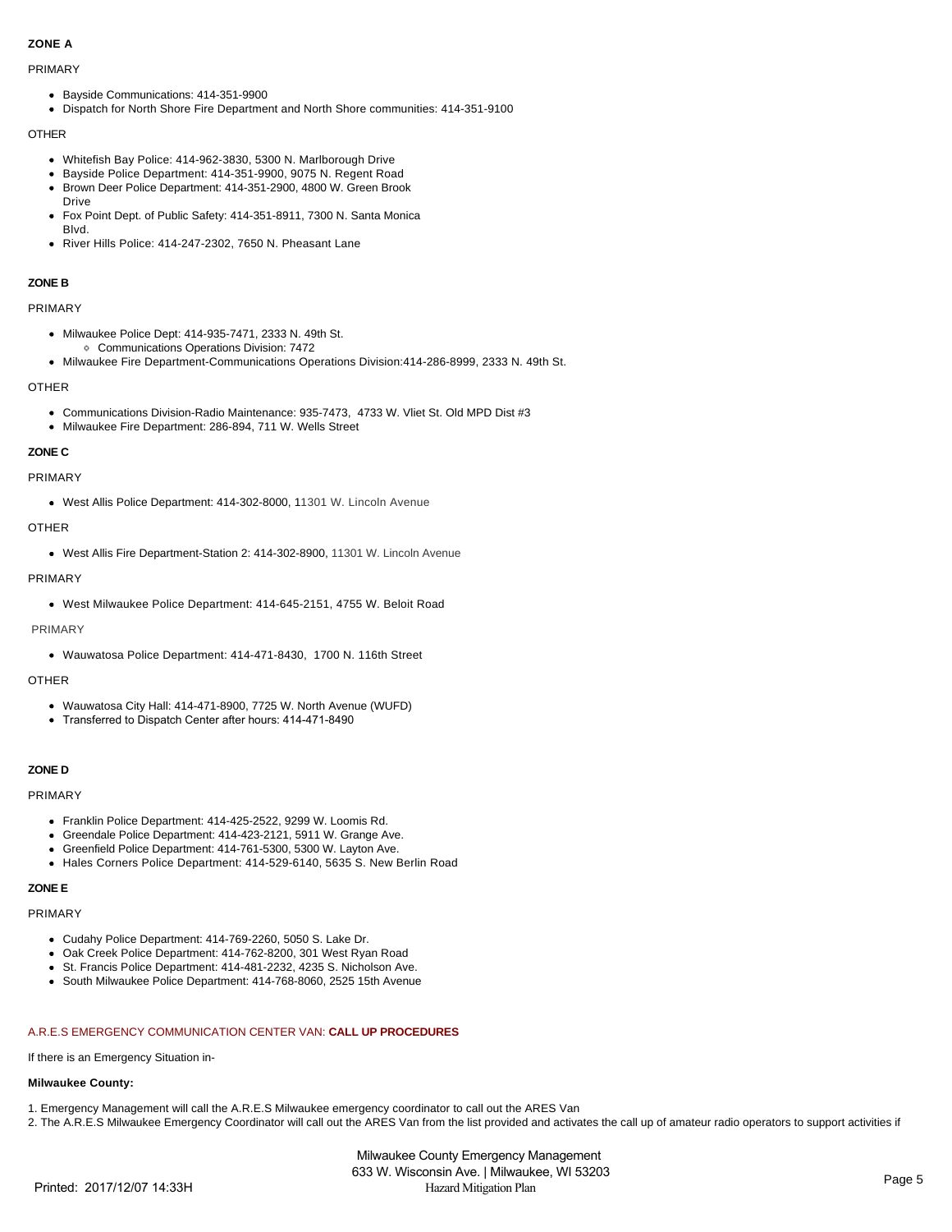**ZONE A**

PRIMARY

- Bayside Communications: 414-351-9900
- Dispatch for North Shore Fire Department and North Shore communities: 414-351-9100

OTHER

- Whitefish Bay Police: 414-962-3830, 5300 N. Marlborough Drive
- Bayside Police Department: 414-351-9900, 9075 N. Regent Road
- Brown Deer Police Department: 414-351-2900, 4800 W. Green Brook Drive
- Fox Point Dept. of Public Safety: 414-351-8911, 7300 N. Santa Monica Blvd.
- River Hills Police: 414-247-2302, 7650 N. Pheasant Lane

**ZONE B**

PRIMARY

- Milwaukee Police Dept: 414-935-7471, 2333 N. 49th St.
  - Communications Operations Division: 7472
- Milwaukee Fire Department-Communications Operations Division:414-286-8999, 2333 N. 49th St.

OTHER

- Communications Division-Radio Maintenance: 935-7473, 4733 W. Vliet St. Old MPD Dist #3
- Milwaukee Fire Department: 286-894, 711 W. Wells Street

**ZONE C**

PRIMARY

- West Allis Police Department: 414-302-8000, 11301 W. Lincoln Avenue

OTHER

- West Allis Fire Department-Station 2: 414-302-8900, 11301 W. Lincoln Avenue

PRIMARY

- West Milwaukee Police Department: 414-645-2151, 4755 W. Beloit Road

PRIMARY

- Wauwatosa Police Department: 414-471-8430, 1700 N. 116th Street

OTHER

- Wauwatosa City Hall: 414-471-8900, 7725 W. North Avenue (WUFD)
- Transferred to Dispatch Center after hours: 414-471-8490

**ZONE D**

PRIMARY

- Franklin Police Department: 414-425-2522, 9299 W. Loomis Rd.
- Greendale Police Department: 414-423-2121, 5911 W. Grange Ave.
- Greenfield Police Department: 414-761-5300, 5300 W. Layton Ave.
- Hales Corners Police Department: 414-529-6140, 5635 S. New Berlin Road

**ZONE E**

PRIMARY

- Cudahy Police Department: 414-769-2260, 5050 S. Lake Dr.
- Oak Creek Police Department: 414-762-8200, 301 West Ryan Road
- St. Francis Police Department: 414-481-2232, 4235 S. Nicholson Ave.
- South Milwaukee Police Department: 414-768-8060, 2525 15th Avenue

A.R.E.S EMERGENCY COMMUNICATION CENTER VAN: **CALL UP PROCEDURES**

If there is an Emergency Situation in-

**Milwaukee County:**

1. Emergency Management will call the A.R.E.S Milwaukee emergency coordinator to call out the ARES Van
2. The A.R.E.S Milwaukee Emergency Coordinator will call out the ARES Van from the list provided and activates the call up of amateur radio operators to support activities if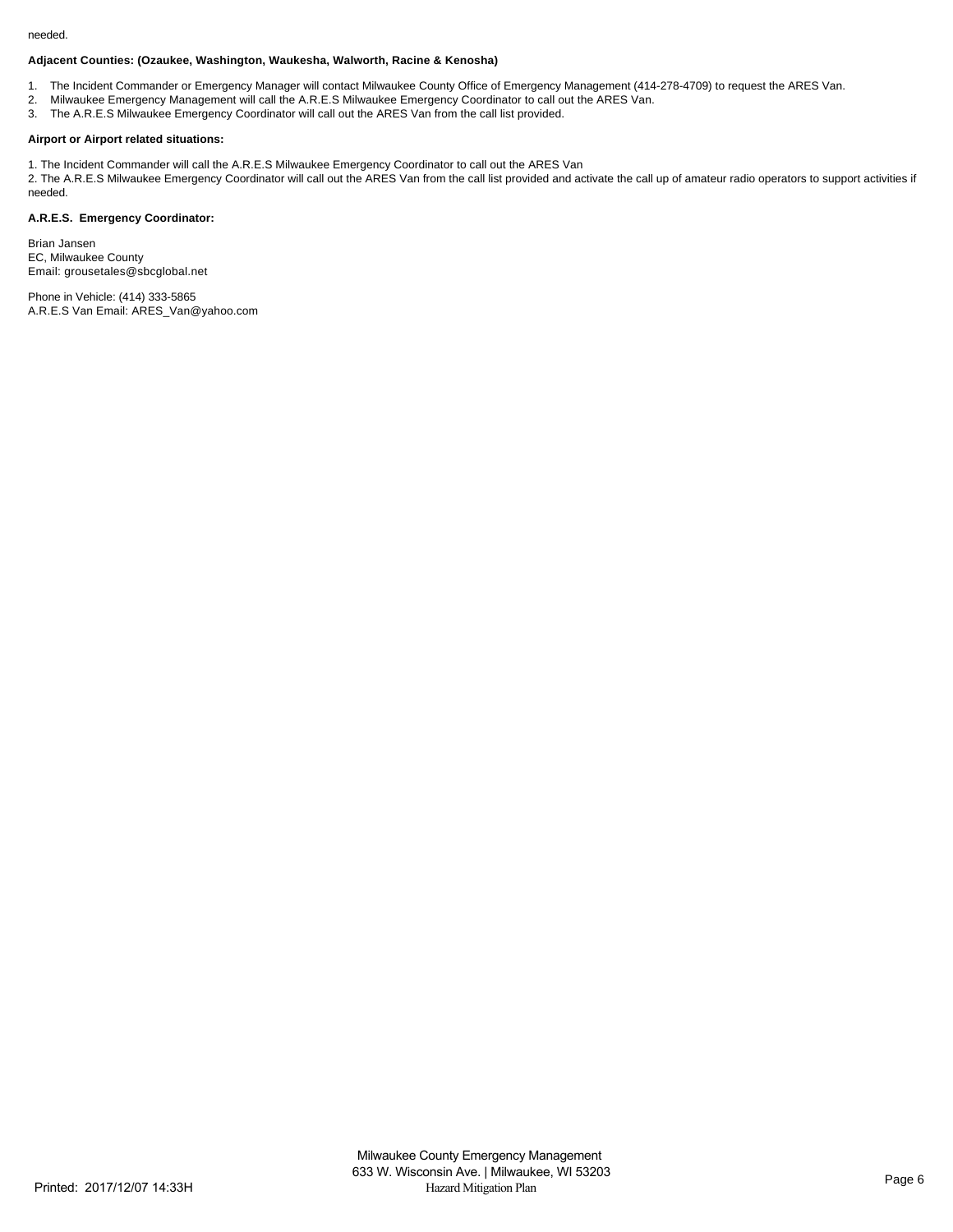needed.

**Adjacent Counties: (Ozaukee, Washington, Waukesha, Walworth, Racine & Kenosha)**

1. The Incident Commander or Emergency Manager will contact Milwaukee County Office of Emergency Management (414-278-4709) to request the ARES Van.
2. Milwaukee Emergency Management will call the A.R.E.S Milwaukee Emergency Coordinator to call out the ARES Van.
3. The A.R.E.S Milwaukee Emergency Coordinator will call out the ARES Van from the call list provided.

**Airport or Airport related situations:**

1. The Incident Commander will call the A.R.E.S Milwaukee Emergency Coordinator to call out the ARES Van
2. The A.R.E.S Milwaukee Emergency Coordinator will call out the ARES Van from the call list provided and activate the call up of amateur radio operators to support activities if needed.

**A.R.E.S. Emergency Coordinator:**

Brian Jansen
EC, Milwaukee County
Email: grousetales@sbcglobal.net

Phone in Vehicle: (414) 333-5865
A.R.E.S Van Email: ARES_Van@yahoo.com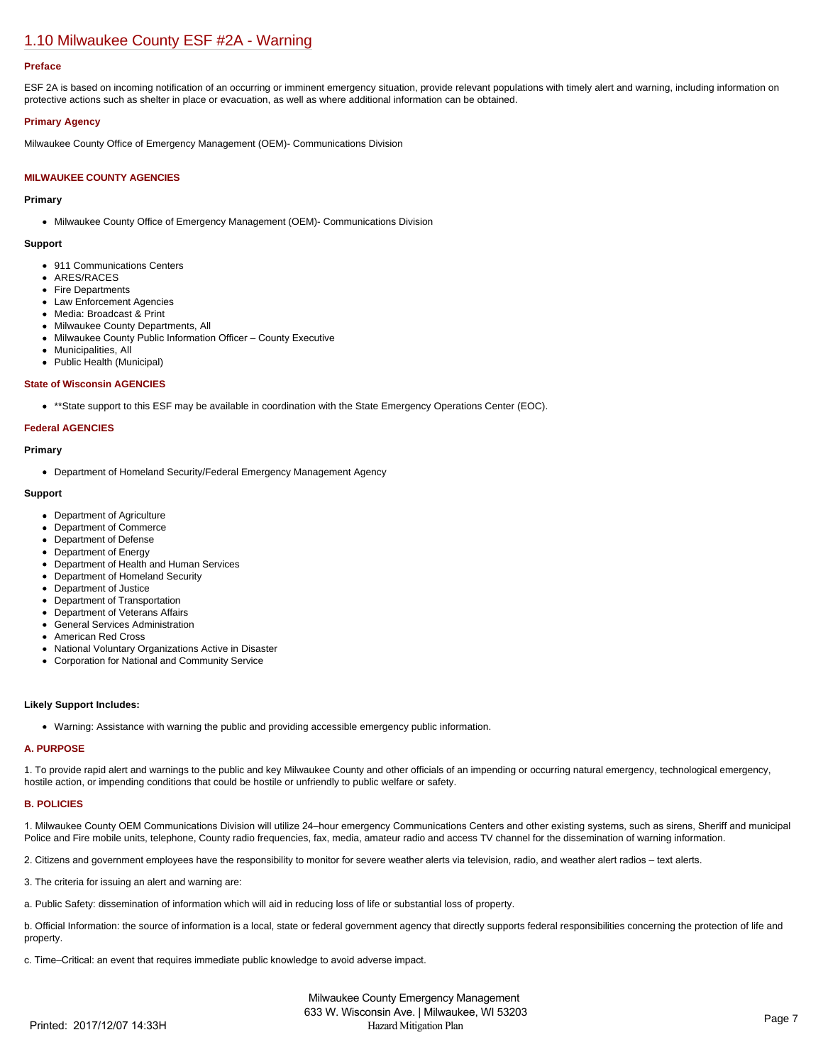## 1.10 Milwaukee County ESF #2A - Warning

### Preface

ESF 2A is based on incoming notification of an occurring or imminent emergency situation, provide relevant populations with timely alert and warning, including information on protective actions such as shelter in place or evacuation, as well as where additional information can be obtained.

### Primary Agency

Milwaukee County Office of Emergency Management (OEM)- Communications Division

### MILWAUKEE COUNTY AGENCIES

**Primary**

- Milwaukee County Office of Emergency Management (OEM)- Communications Division

**Support**

- 911 Communications Centers
- ARES/RACES
- Fire Departments
- Law Enforcement Agencies
- Media: Broadcast & Print
- Milwaukee County Departments, All
- Milwaukee County Public Information Officer – County Executive
- Municipalities, All
- Public Health (Municipal)

### State of Wisconsin AGENCIES

- **State support to this ESF may be available in coordination with the State Emergency Operations Center (EOC).

### Federal AGENCIES

**Primary**

- Department of Homeland Security/Federal Emergency Management Agency

**Support**

- Department of Agriculture
- Department of Commerce
- Department of Defense
- Department of Energy
- Department of Health and Human Services
- Department of Homeland Security
- Department of Justice
- Department of Transportation
- Department of Veterans Affairs
- General Services Administration
- American Red Cross
- National Voluntary Organizations Active in Disaster
- Corporation for National and Community Service

**Likely Support Includes:**

- Warning: Assistance with warning the public and providing accessible emergency public information.

### A. PURPOSE

1. To provide rapid alert and warnings to the public and key Milwaukee County and other officials of an impending or occurring natural emergency, technological emergency, hostile action, or impending conditions that could be hostile or unfriendly to public welfare or safety.

### B. POLICIES

1. Milwaukee County OEM Communications Division will utilize 24–hour emergency Communications Centers and other existing systems, such as sirens, Sheriff and municipal Police and Fire mobile units, telephone, County radio frequencies, fax, media, amateur radio and access TV channel for the dissemination of warning information.

2. Citizens and government employees have the responsibility to monitor for severe weather alerts via television, radio, and weather alert radios – text alerts.

3. The criteria for issuing an alert and warning are:

a. Public Safety: dissemination of information which will aid in reducing loss of life or substantial loss of property.

b. Official Information: the source of information is a local, state or federal government agency that directly supports federal responsibilities concerning the protection of life and property.

c. Time–Critical: an event that requires immediate public knowledge to avoid adverse impact.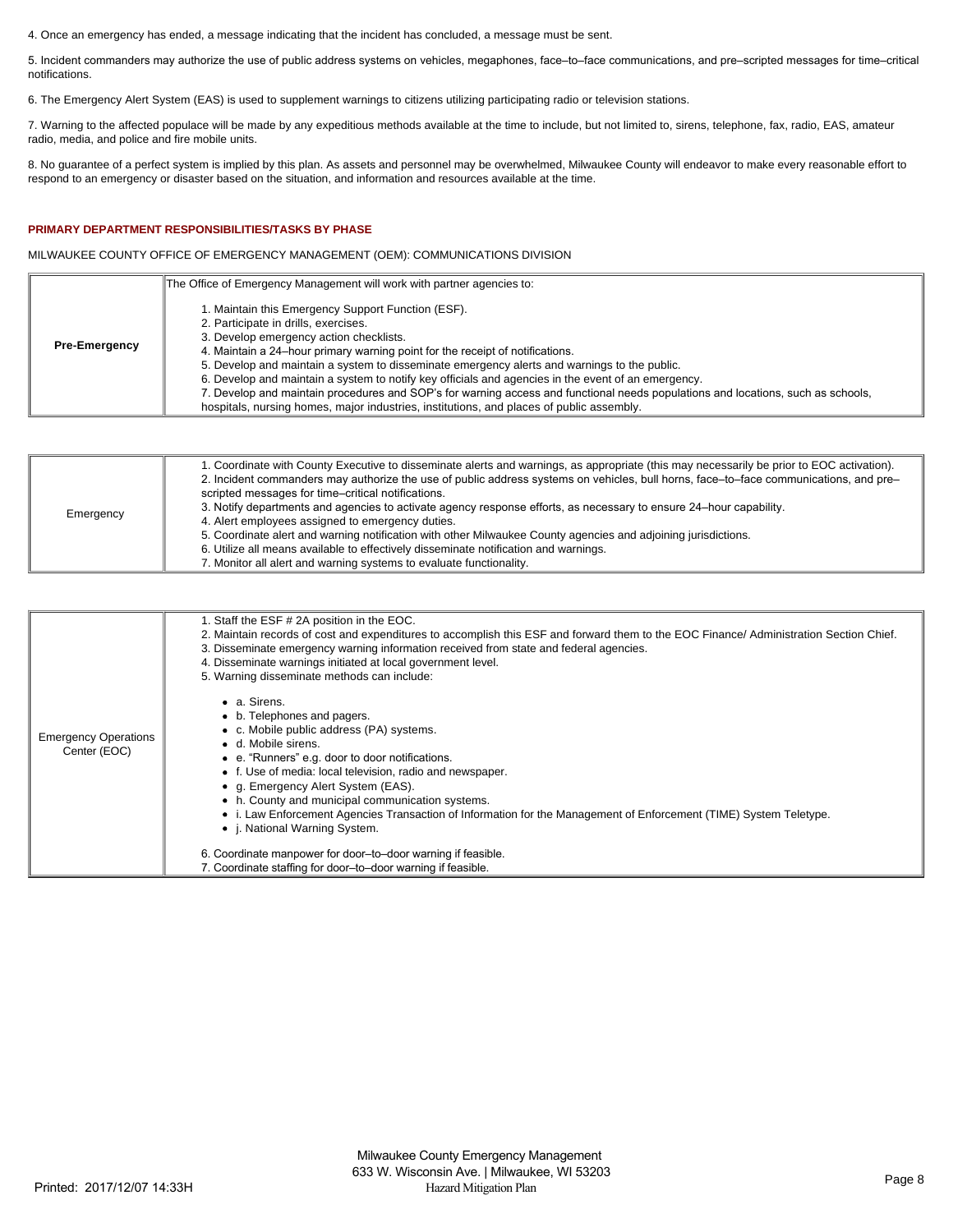4. Once an emergency has ended, a message indicating that the incident has concluded, a message must be sent.

5. Incident commanders may authorize the use of public address systems on vehicles, megaphones, face–to–face communications, and pre–scripted messages for time–critical notifications.

6. The Emergency Alert System (EAS) is used to supplement warnings to citizens utilizing participating radio or television stations.

7. Warning to the affected populace will be made by any expeditious methods available at the time to include, but not limited to, sirens, telephone, fax, radio, EAS, amateur radio, media, and police and fire mobile units.

8. No guarantee of a perfect system is implied by this plan. As assets and personnel may be overwhelmed, Milwaukee County will endeavor to make every reasonable effort to respond to an emergency or disaster based on the situation, and information and resources available at the time.

## PRIMARY DEPARTMENT RESPONSIBILITIES/TASKS BY PHASE

MILWAUKEE COUNTY OFFICE OF EMERGENCY MANAGEMENT (OEM): COMMUNICATIONS DIVISION

| | |
|---|---|
| **Pre-Emergency** | The Office of Emergency Management will work with partner agencies to:<br><br>1. Maintain this Emergency Support Function (ESF).<br>2. Participate in drills, exercises.<br>3. Develop emergency action checklists.<br>4. Maintain a 24–hour primary warning point for the receipt of notifications.<br>5. Develop and maintain a system to disseminate emergency alerts and warnings to the public.<br>6. Develop and maintain a system to notify key officials and agencies in the event of an emergency.<br>7. Develop and maintain procedures and SOP's for warning access and functional needs populations and locations, such as schools, hospitals, nursing homes, major industries, institutions, and places of public assembly. |

| | |
|---|---|
| Emergency | 1. Coordinate with County Executive to disseminate alerts and warnings, as appropriate (this may necessarily be prior to EOC activation).<br>2. Incident commanders may authorize the use of public address systems on vehicles, bull horns, face–to–face communications, and pre–scripted messages for time–critical notifications.<br>3. Notify departments and agencies to activate agency response efforts, as necessary to ensure 24–hour capability.<br>4. Alert employees assigned to emergency duties.<br>5. Coordinate alert and warning notification with other Milwaukee County agencies and adjoining jurisdictions.<br>6. Utilize all means available to effectively disseminate notification and warnings.<br>7. Monitor all alert and warning systems to evaluate functionality. |

| | |
|---|---|
| Emergency Operations Center (EOC) | 1. Staff the ESF # 2A position in the EOC.<br>2. Maintain records of cost and expenditures to accomplish this ESF and forward them to the EOC Finance/ Administration Section Chief.<br>3. Disseminate emergency warning information received from state and federal agencies.<br>4. Disseminate warnings initiated at local government level.<br>5. Warning disseminate methods can include:<br><br>• a. Sirens.<br>• b. Telephones and pagers.<br>• c. Mobile public address (PA) systems.<br>• d. Mobile sirens.<br>• e. "Runners" e.g. door to door notifications.<br>• f. Use of media: local television, radio and newspaper.<br>• g. Emergency Alert System (EAS).<br>• h. County and municipal communication systems.<br>• i. Law Enforcement Agencies Transaction of Information for the Management of Enforcement (TIME) System Teletype.<br>• j. National Warning System.<br><br>6. Coordinate manpower for door–to–door warning if feasible.<br>7. Coordinate staffing for door–to–door warning if feasible. |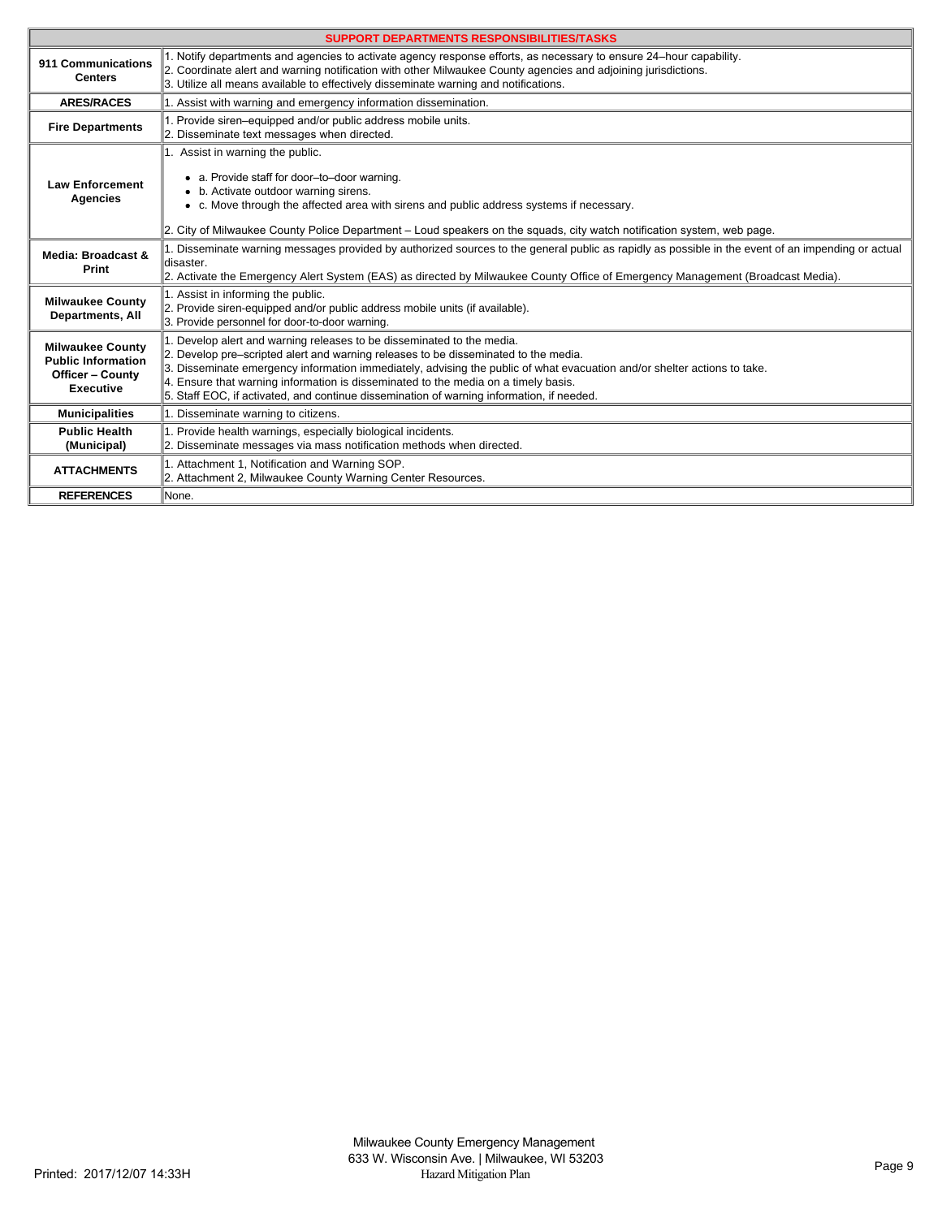| SUPPORT DEPARTMENTS RESPONSIBILITIES/TASKS | |
|---|---|
| **911 Communications Centers** | 1. Notify departments and agencies to activate agency response efforts, as necessary to ensure 24–hour capability.<br>2. Coordinate alert and warning notification with other Milwaukee County agencies and adjoining jurisdictions.<br>3. Utilize all means available to effectively disseminate warning and notifications. |
| **ARES/RACES** | 1. Assist with warning and emergency information dissemination. |
| **Fire Departments** | 1. Provide siren–equipped and/or public address mobile units.<br>2. Disseminate text messages when directed. |
| **Law Enforcement Agencies** | 1. Assist in warning the public.<br>• a. Provide staff for door–to–door warning.<br>• b. Activate outdoor warning sirens.<br>• c. Move through the affected area with sirens and public address systems if necessary.<br>2. City of Milwaukee County Police Department – Loud speakers on the squads, city watch notification system, web page. |
| **Media: Broadcast & Print** | 1. Disseminate warning messages provided by authorized sources to the general public as rapidly as possible in the event of an impending or actual disaster.<br>2. Activate the Emergency Alert System (EAS) as directed by Milwaukee County Office of Emergency Management (Broadcast Media). |
| **Milwaukee County Departments, All** | 1. Assist in informing the public.<br>2. Provide siren-equipped and/or public address mobile units (if available).<br>3. Provide personnel for door-to-door warning. |
| **Milwaukee County Public Information Officer – County Executive** | 1. Develop alert and warning releases to be disseminated to the media.<br>2. Develop pre–scripted alert and warning releases to be disseminated to the media.<br>3. Disseminate emergency information immediately, advising the public of what evacuation and/or shelter actions to take.<br>4. Ensure that warning information is disseminated to the media on a timely basis.<br>5. Staff EOC, if activated, and continue dissemination of warning information, if needed. |
| **Municipalities** | 1. Disseminate warning to citizens. |
| **Public Health (Municipal)** | 1. Provide health warnings, especially biological incidents.<br>2. Disseminate messages via mass notification methods when directed. |
| **ATTACHMENTS** | 1. Attachment 1, Notification and Warning SOP.<br>2. Attachment 2, Milwaukee County Warning Center Resources. |
| **REFERENCES** | None. |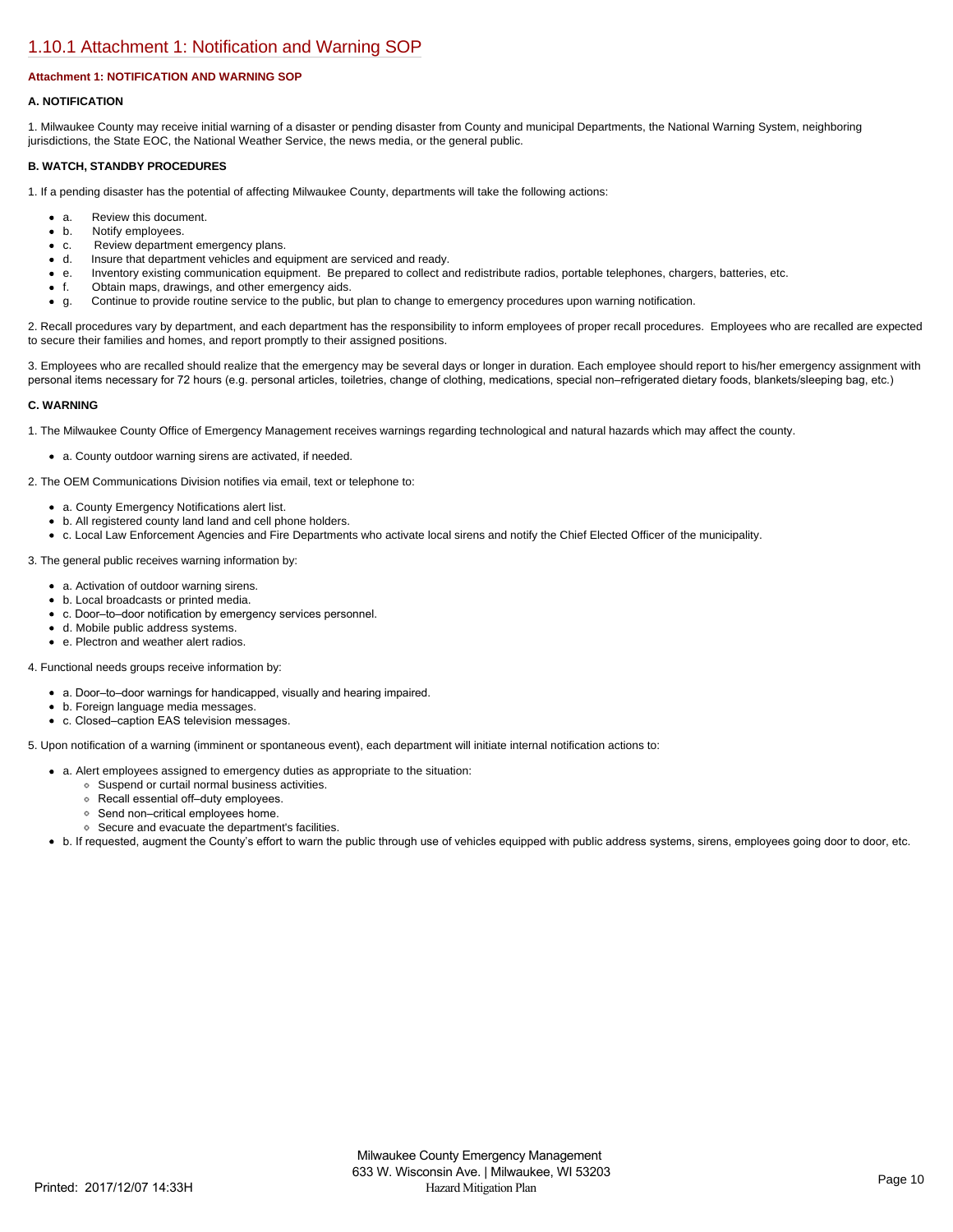## 1.10.1 Attachment 1: Notification and Warning SOP

**Attachment 1: NOTIFICATION AND WARNING SOP**

**A. NOTIFICATION**

1. Milwaukee County may receive initial warning of a disaster or pending disaster from County and municipal Departments, the National Warning System, neighboring jurisdictions, the State EOC, the National Weather Service, the news media, or the general public.

**B. WATCH, STANDBY PROCEDURES**

1. If a pending disaster has the potential of affecting Milwaukee County, departments will take the following actions:

- a. Review this document.
- b. Notify employees.
- c. Review department emergency plans.
- d. Insure that department vehicles and equipment are serviced and ready.
- e. Inventory existing communication equipment. Be prepared to collect and redistribute radios, portable telephones, chargers, batteries, etc.
- f. Obtain maps, drawings, and other emergency aids.
- g. Continue to provide routine service to the public, but plan to change to emergency procedures upon warning notification.

2. Recall procedures vary by department, and each department has the responsibility to inform employees of proper recall procedures. Employees who are recalled are expected to secure their families and homes, and report promptly to their assigned positions.

3. Employees who are recalled should realize that the emergency may be several days or longer in duration. Each employee should report to his/her emergency assignment with personal items necessary for 72 hours (e.g. personal articles, toiletries, change of clothing, medications, special non–refrigerated dietary foods, blankets/sleeping bag, etc.)

**C. WARNING**

1. The Milwaukee County Office of Emergency Management receives warnings regarding technological and natural hazards which may affect the county.

- a. County outdoor warning sirens are activated, if needed.

2. The OEM Communications Division notifies via email, text or telephone to:

- a. County Emergency Notifications alert list.
- b. All registered county land land and cell phone holders.
- c. Local Law Enforcement Agencies and Fire Departments who activate local sirens and notify the Chief Elected Officer of the municipality.

3. The general public receives warning information by:

- a. Activation of outdoor warning sirens.
- b. Local broadcasts or printed media.
- c. Door–to–door notification by emergency services personnel.
- d. Mobile public address systems.
- e. Plectron and weather alert radios.

4. Functional needs groups receive information by:

- a. Door–to–door warnings for handicapped, visually and hearing impaired.
- b. Foreign language media messages.
- c. Closed–caption EAS television messages.

5. Upon notification of a warning (imminent or spontaneous event), each department will initiate internal notification actions to:

- a. Alert employees assigned to emergency duties as appropriate to the situation:
  - Suspend or curtail normal business activities.
  - Recall essential off–duty employees.
  - Send non–critical employees home.
  - Secure and evacuate the department's facilities.
- b. If requested, augment the County's effort to warn the public through use of vehicles equipped with public address systems, sirens, employees going door to door, etc.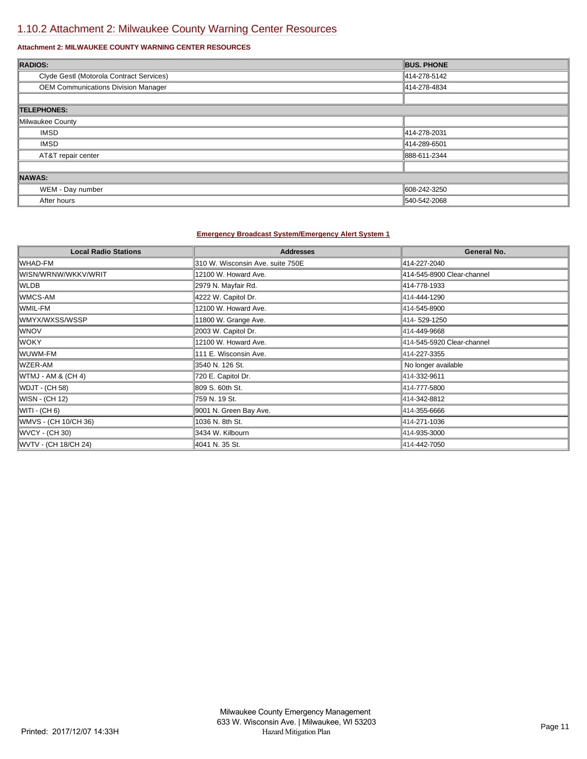## 1.10.2 Attachment 2: Milwaukee County Warning Center Resources

**Attachment 2: MILWAUKEE COUNTY WARNING CENTER RESOURCES**

| RADIOS: | BUS. PHONE |
|---|---|
| Clyde Gestl (Motorola Contract Services) | 414-278-5142 |
| OEM Communications Division Manager | 414-278-4834 |
| | |
| **TELEPHONES:** | |
| Milwaukee County | |
| IMSD | 414-278-2031 |
| IMSD | 414-289-6501 |
| AT&T repair center | 888-611-2344 |
| | |
| **NAWAS:** | |
| WEM - Day number | 608-242-3250 |
| After hours | 540-542-2068 |

**Emergency Broadcast System/Emergency Alert System 1**

| Local Radio Stations | Addresses | General No. |
|---|---|---|
| WHAD-FM | 310 W. Wisconsin Ave. suite 750E | 414-227-2040 |
| WISN/WRNW/WKKV/WRIT | 12100 W. Howard Ave. | 414-545-8900 Clear-channel |
| WLDB | 2979 N. Mayfair Rd. | 414-778-1933 |
| WMCS-AM | 4222 W. Capitol Dr. | 414-444-1290 |
| WMIL-FM | 12100 W. Howard Ave. | 414-545-8900 |
| WMYX/WXSS/WSSP | 11800 W. Grange Ave. | 414- 529-1250 |
| WNOV | 2003 W. Capitol Dr. | 414-449-9668 |
| WOKY | 12100 W. Howard Ave. | 414-545-5920 Clear-channel |
| WUWM-FM | 111 E. Wisconsin Ave. | 414-227-3355 |
| WZER-AM | 3540 N. 126 St. | No longer available |
| WTMJ - AM & (CH 4) | 720 E. Capitol Dr. | 414-332-9611 |
| WDJT - (CH 58) | 809 S. 60th St. | 414-777-5800 |
| WISN - (CH 12) | 759 N. 19 St. | 414-342-8812 |
| WITI - (CH 6) | 9001 N. Green Bay Ave. | 414-355-6666 |
| WMVS - (CH 10/CH 36) | 1036 N. 8th St. | 414-271-1036 |
| WVCY - (CH 30) | 3434 W. Kilbourn | 414-935-3000 |
| WVTV - (CH 18/CH 24) | 4041 N. 35 St. | 414-442-7050 |